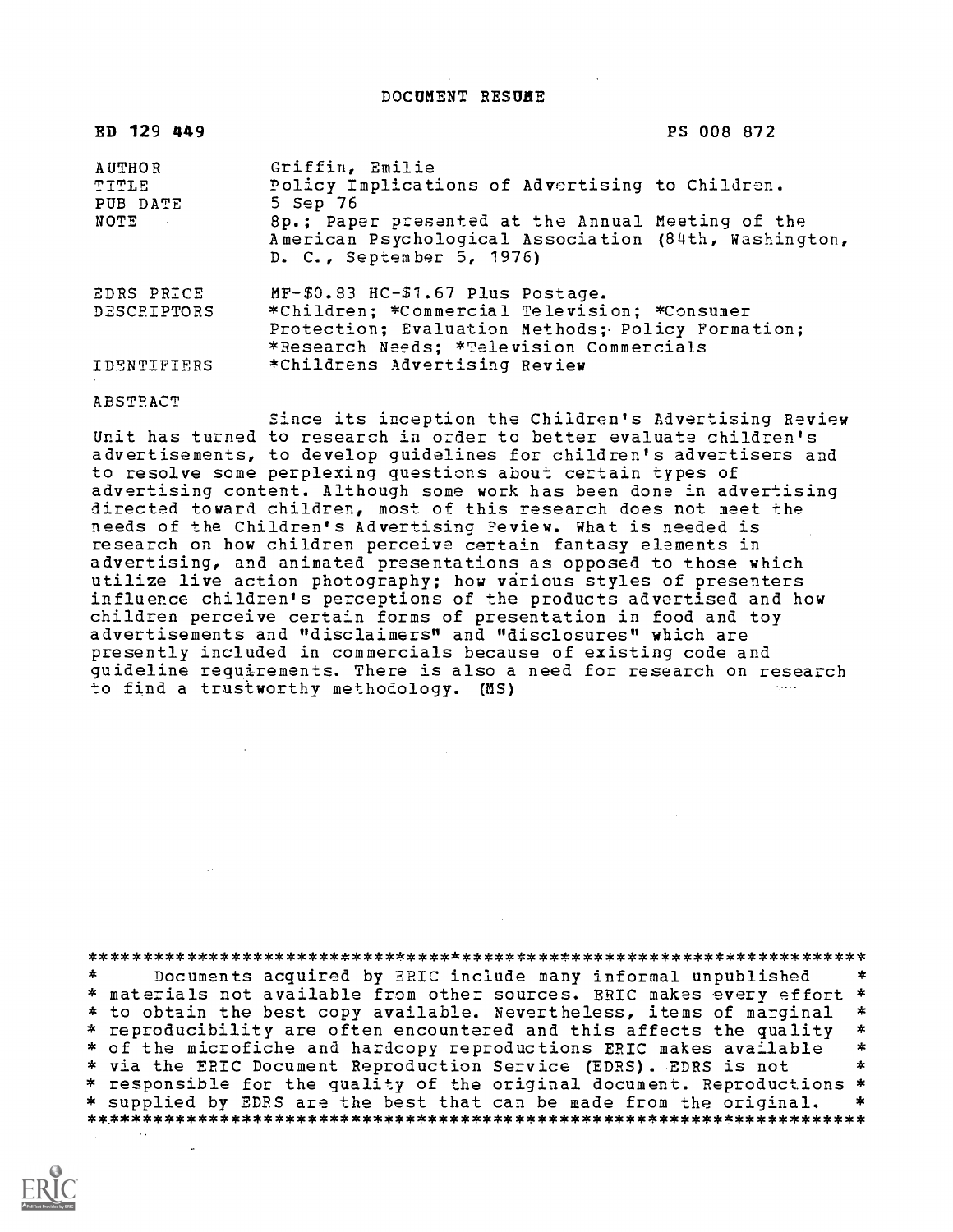# DOCUMENT RESUME

ED 129 449 PS 008 872

| | |
|---|---|
| AUTHOR | Griffin, Emilie |
| TITLE | Policy Implications of Advertising to Children. |
| PUB DATE | 5 Sep 76 |
| NOTE | 8p.; Paper presented at the Annual Meeting of the American Psychological Association (84th, Washington, D. C., September 5, 1976) |
| EDRS PRICE | MF-$0.83 HC-$1.67 Plus Postage. |
| DESCRIPTORS | *Children; *Commercial Television; *Consumer Protection; Evaluation Methods; Policy Formation; *Research Needs; *Television Commercials |
| IDENTIFIERS | *Childrens Advertising Review |

ABSTRACT

Since its inception the Children's Advertising Review Unit has turned to research in order to better evaluate children's advertisements, to develop guidelines for children's advertisers and to resolve some perplexing questions about certain types of advertising content. Although some work has been done in advertising directed toward children, most of this research does not meet the needs of the Children's Advertising Review. What is needed is research on how children perceive certain fantasy elements in advertising, and animated presentations as opposed to those which utilize live action photography; how various styles of presenters influence children's perceptions of the products advertised and how children perceive certain forms of presentation in food and toy advertisements and "disclaimers" and "disclosures" which are presently included in commercials because of existing code and guideline requirements. There is also a need for research on research to find a trustworthy methodology. (MS)

***********************************************************************
* Documents acquired by ERIC include many informal unpublished *
* materials not available from other sources. ERIC makes every effort *
* to obtain the best copy available. Nevertheless, items of marginal *
* reproducibility are often encountered and this affects the quality *
* of the microfiche and hardcopy reproductions ERIC makes available *
* via the ERIC Document Reproduction Service (EDRS). EDRS is not *
* responsible for the quality of the original document. Reproductions *
* supplied by EDRS are the best that can be made from the original. *
***********************************************************************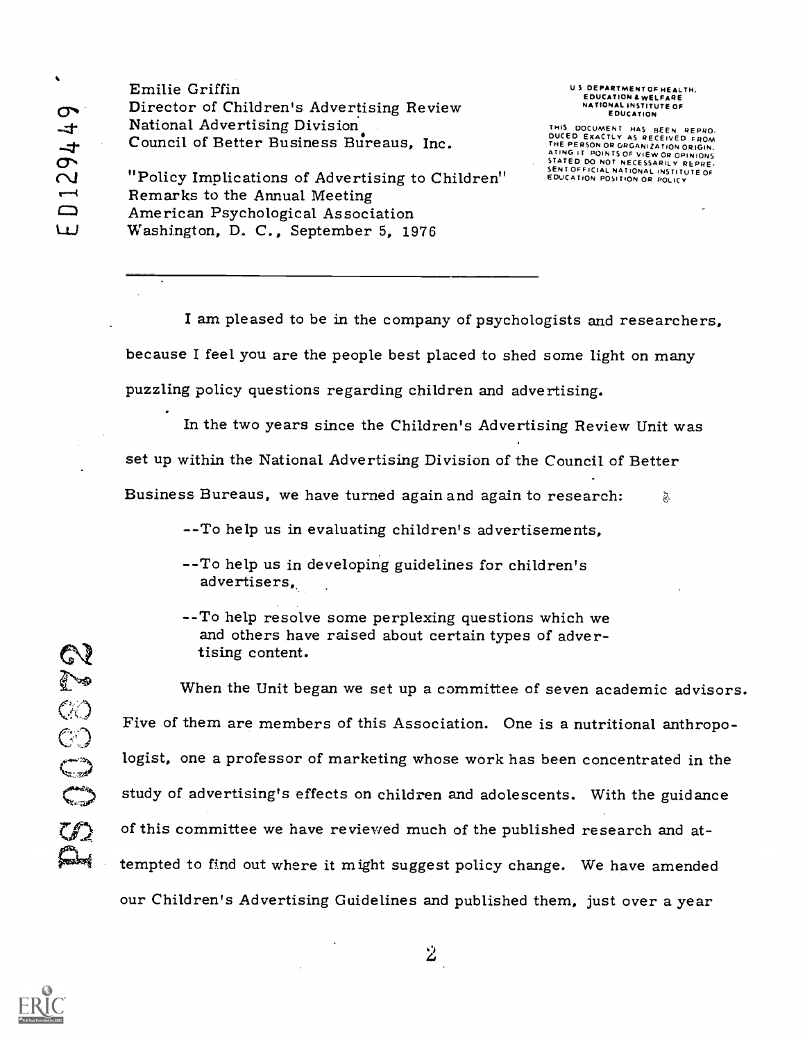Emilie Griffin
Director of Children's Advertising Review
National Advertising Division
Council of Better Business Bureaus, Inc.

"Policy Implications of Advertising to Children"
Remarks to the Annual Meeting
American Psychological Association
Washington, D. C., September 5, 1976

---

I am pleased to be in the company of psychologists and researchers, because I feel you are the people best placed to shed some light on many puzzling policy questions regarding children and advertising.

In the two years since the Children's Advertising Review Unit was set up within the National Advertising Division of the Council of Better Business Bureaus, we have turned again and again to research:

--To help us in evaluating children's advertisements,

--To help us in developing guidelines for children's advertisers,

--To help resolve some perplexing questions which we and others have raised about certain types of advertising content.

When the Unit began we set up a committee of seven academic advisors. Five of them are members of this Association. One is a nutritional anthropologist, one a professor of marketing whose work has been concentrated in the study of advertising's effects on children and adolescents. With the guidance of this committee we have reviewed much of the published research and attempted to find out where it might suggest policy change. We have amended our Children's Advertising Guidelines and published them, just over a year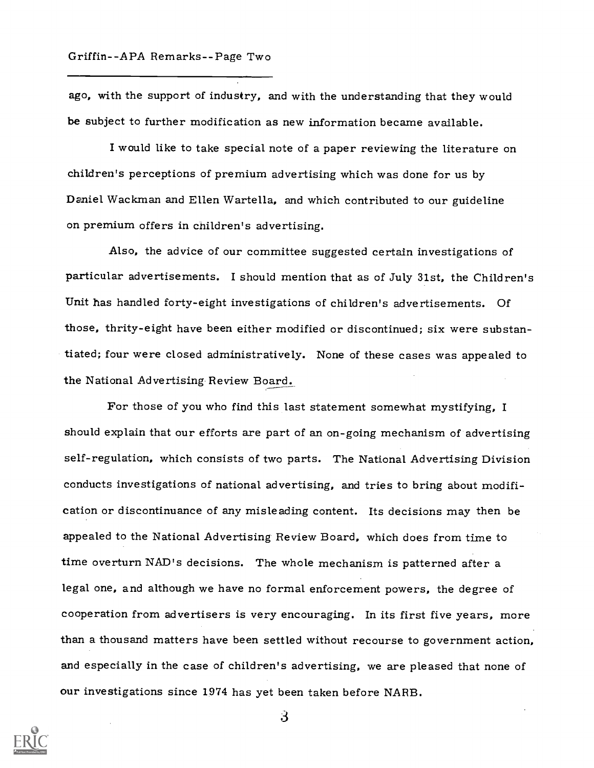ago, with the support of industry, and with the understanding that they would be subject to further modification as new information became available.

I would like to take special note of a paper reviewing the literature on children's perceptions of premium advertising which was done for us by Daniel Wackman and Ellen Wartella, and which contributed to our guideline on premium offers in children's advertising.

Also, the advice of our committee suggested certain investigations of particular advertisements. I should mention that as of July 31st, the Children's Unit has handled forty-eight investigations of children's advertisements. Of those, thrity-eight have been either modified or discontinued; six were substantiated; four were closed administratively. None of these cases was appealed to the National Advertising Review Board.

For those of you who find this last statement somewhat mystifying, I should explain that our efforts are part of an on-going mechanism of advertising self-regulation, which consists of two parts. The National Advertising Division conducts investigations of national advertising, and tries to bring about modification or discontinuance of any misleading content. Its decisions may then be appealed to the National Advertising Review Board, which does from time to time overturn NAD's decisions. The whole mechanism is patterned after a legal one, and although we have no formal enforcement powers, the degree of cooperation from advertisers is very encouraging. In its first five years, more than a thousand matters have been settled without recourse to government action, and especially in the case of children's advertising, we are pleased that none of our investigations since 1974 has yet been taken before NARB.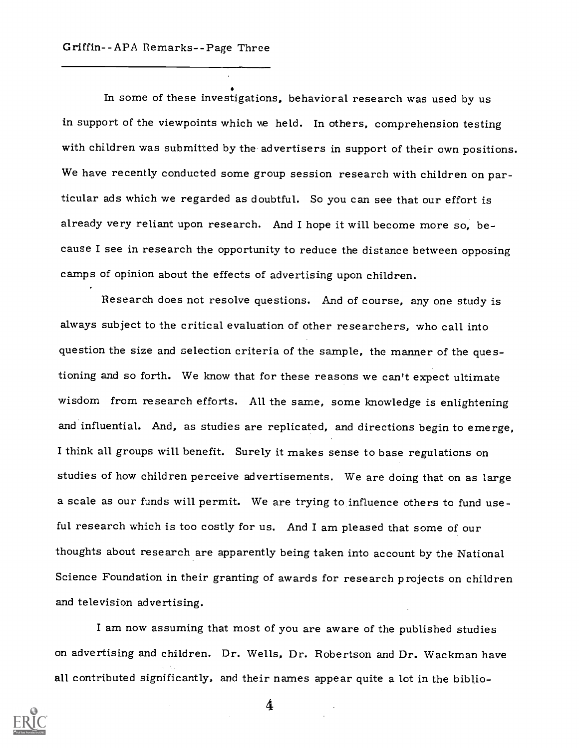In some of these investigations, behavioral research was used by us in support of the viewpoints which we held. In others, comprehension testing with children was submitted by the advertisers in support of their own positions. We have recently conducted some group session research with children on particular ads which we regarded as doubtful. So you can see that our effort is already very reliant upon research. And I hope it will become more so, because I see in research the opportunity to reduce the distance between opposing camps of opinion about the effects of advertising upon children.

Research does not resolve questions. And of course, any one study is always subject to the critical evaluation of other researchers, who call into question the size and selection criteria of the sample, the manner of the questioning and so forth. We know that for these reasons we can't expect ultimate wisdom from research efforts. All the same, some knowledge is enlightening and influential. And, as studies are replicated, and directions begin to emerge, I think all groups will benefit. Surely it makes sense to base regulations on studies of how children perceive advertisements. We are doing that on as large a scale as our funds will permit. We are trying to influence others to fund useful research which is too costly for us. And I am pleased that some of our thoughts about research are apparently being taken into account by the National Science Foundation in their granting of awards for research projects on children and television advertising.

I am now assuming that most of you are aware of the published studies on advertising and children. Dr. Wells, Dr. Robertson and Dr. Wackman have all contributed significantly, and their names appear quite a lot in the biblio-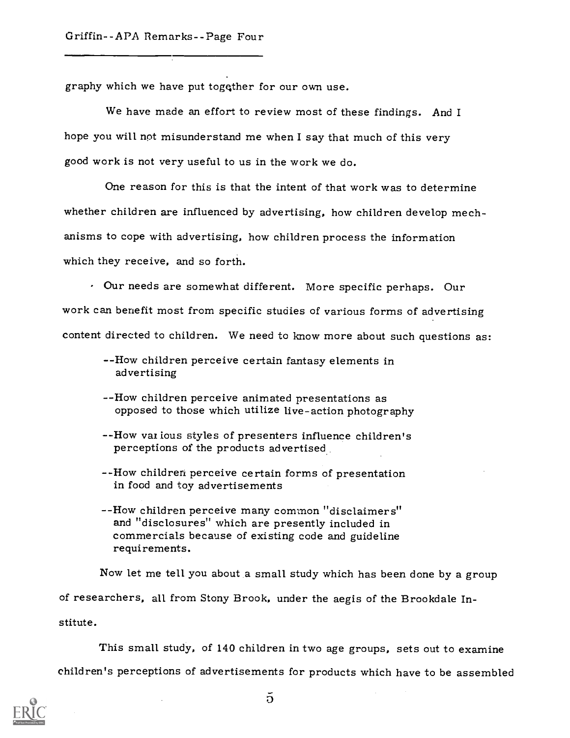graphy which we have put together for our own use.

We have made an effort to review most of these findings. And I hope you will not misunderstand me when I say that much of this very good work is not very useful to us in the work we do.

One reason for this is that the intent of that work was to determine whether children are influenced by advertising, how children develop mechanisms to cope with advertising, how children process the information which they receive, and so forth.

Our needs are somewhat different. More specific perhaps. Our work can benefit most from specific studies of various forms of advertising content directed to children. We need to know more about such questions as:

- --How children perceive certain fantasy elements in advertising
- --How children perceive animated presentations as opposed to those which utilize live-action photography
- --How various styles of presenters influence children's perceptions of the products advertised
- --How children perceive certain forms of presentation in food and toy advertisements
- --How children perceive many common "disclaimers" and "disclosures" which are presently included in commercials because of existing code and guideline requirements.

Now let me tell you about a small study which has been done by a group of researchers, all from Stony Brook, under the aegis of the Brookdale Institute.

This small study, of 140 children in two age groups, sets out to examine children's perceptions of advertisements for products which have to be assembled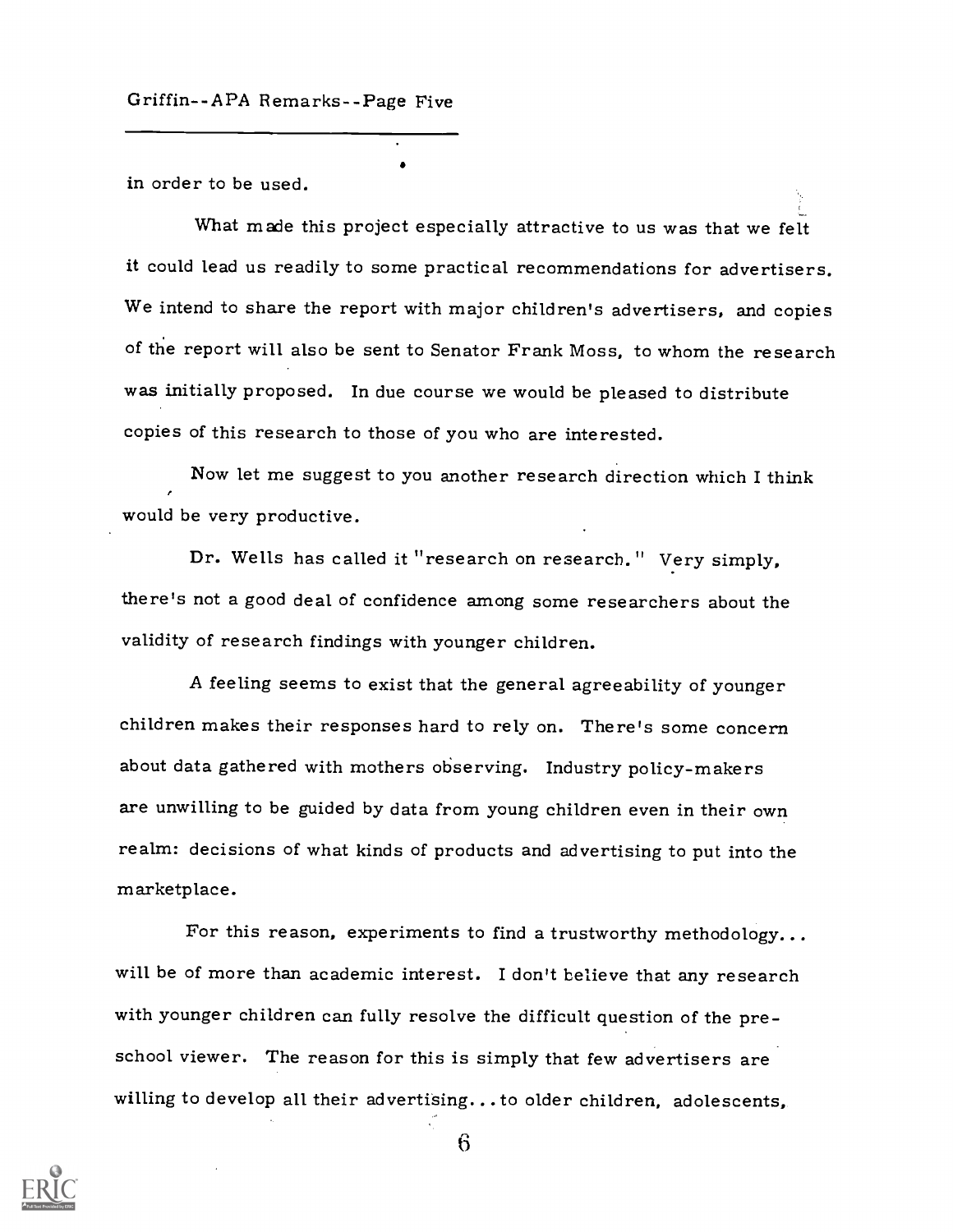in order to be used.

What made this project especially attractive to us was that we felt it could lead us readily to some practical recommendations for advertisers. We intend to share the report with major children's advertisers, and copies of the report will also be sent to Senator Frank Moss, to whom the research was initially proposed. In due course we would be pleased to distribute copies of this research to those of you who are interested.

Now let me suggest to you another research direction which I think would be very productive.

Dr. Wells has called it "research on research." Very simply, there's not a good deal of confidence among some researchers about the validity of research findings with younger children.

A feeling seems to exist that the general agreeability of younger children makes their responses hard to rely on. There's some concern about data gathered with mothers observing. Industry policy-makers are unwilling to be guided by data from young children even in their own realm: decisions of what kinds of products and advertising to put into the marketplace.

For this reason, experiments to find a trustworthy methodology... will be of more than academic interest. I don't believe that any research with younger children can fully resolve the difficult question of the pre-school viewer. The reason for this is simply that few advertisers are willing to develop all their advertising... to older children, adolescents,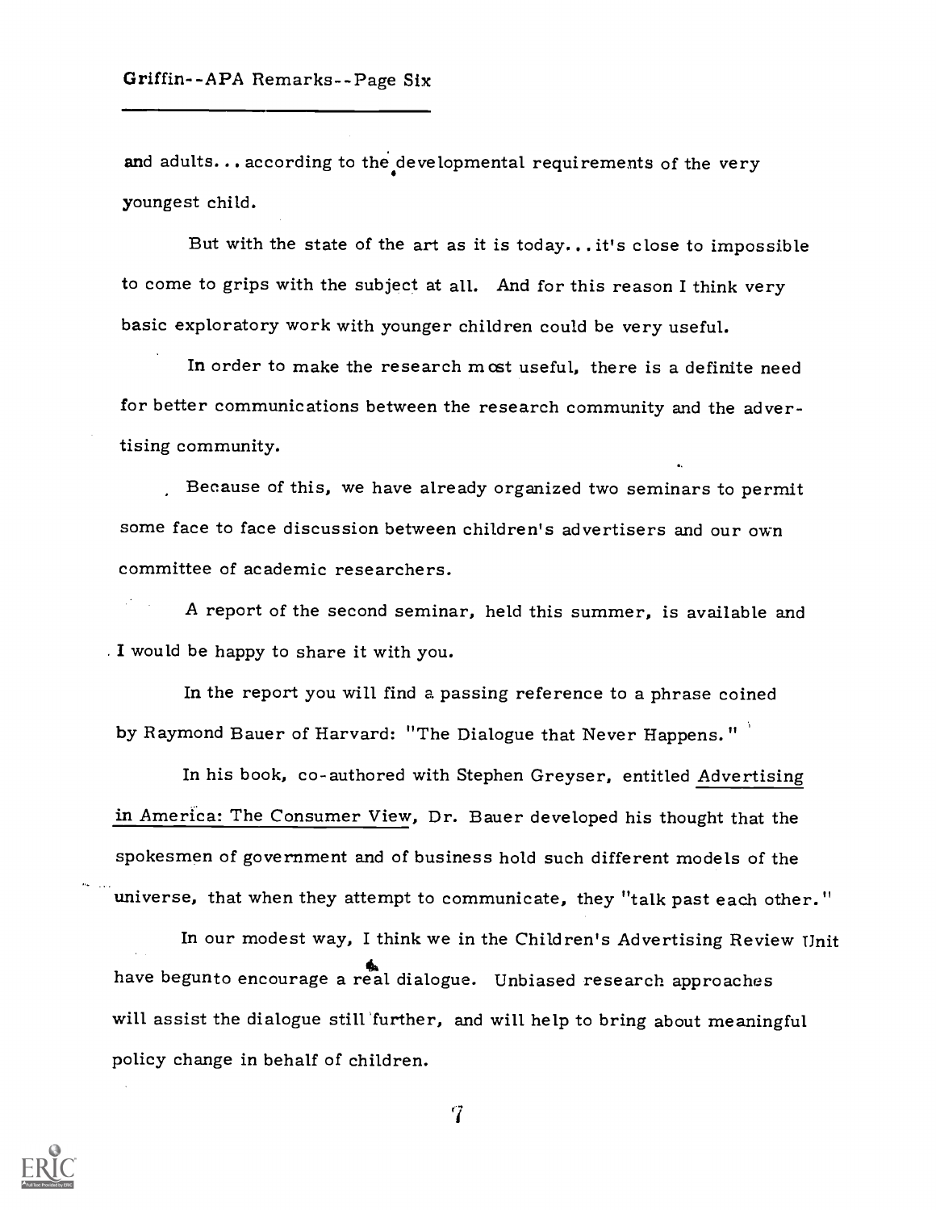and adults. . . according to the developmental requirements of the very youngest child.

But with the state of the art as it is today. . . it's close to impossible to come to grips with the subject at all. And for this reason I think very basic exploratory work with younger children could be very useful.

In order to make the research most useful, there is a definite need for better communications between the research community and the advertising community.

Because of this, we have already organized two seminars to permit some face to face discussion between children's advertisers and our own committee of academic researchers.

A report of the second seminar, held this summer, is available and I would be happy to share it with you.

In the report you will find a passing reference to a phrase coined by Raymond Bauer of Harvard: "The Dialogue that Never Happens."

In his book, co-authored with Stephen Greyser, entitled Advertising in America: The Consumer View, Dr. Bauer developed his thought that the spokesmen of government and of business hold such different models of the universe, that when they attempt to communicate, they "talk past each other."

In our modest way, I think we in the Children's Advertising Review Unit have begunto encourage a real dialogue. Unbiased research approaches will assist the dialogue still further, and will help to bring about meaningful policy change in behalf of children.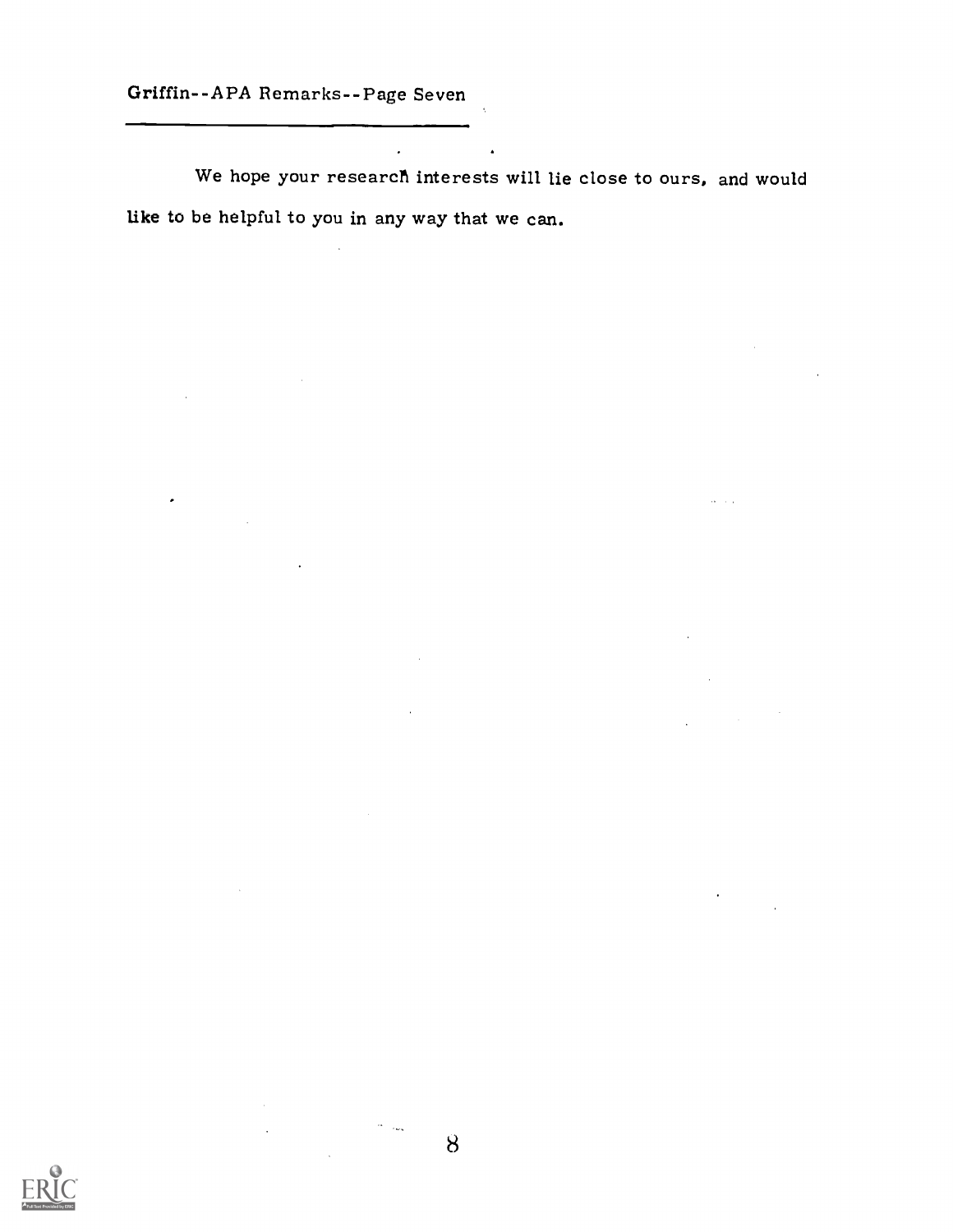We hope your research interests will lie close to ours, and would like to be helpful to you in any way that we can.